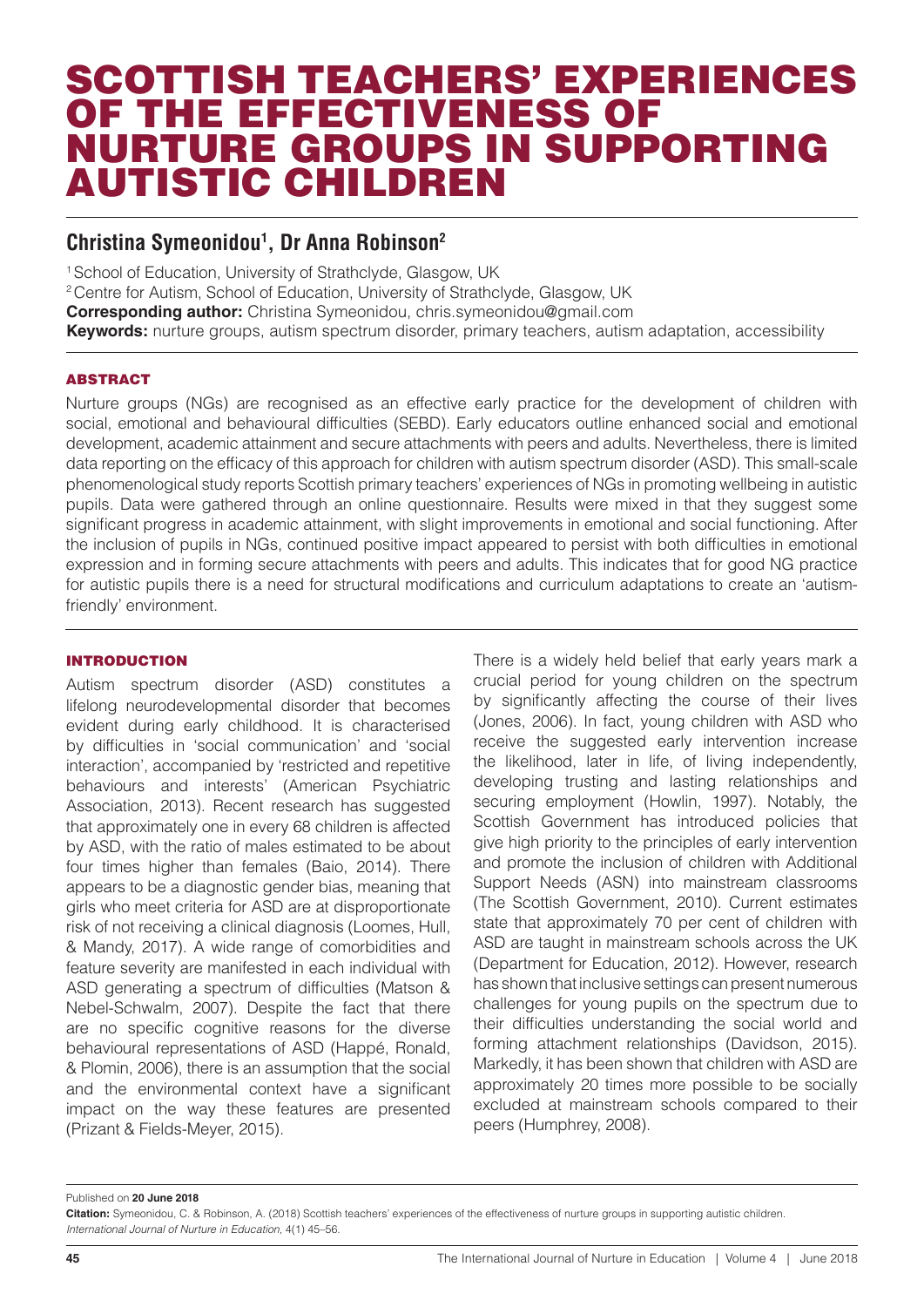# SCOTTISH TEACHERS' EXPERIENCES OF THE EFFECTIVENESS OF NURTURE GROUPS IN SUPPORTING AUTISTIC CHILDREN

**Christina Symeonidou[1], Dr Anna Robinson[2]**

[1] School of Education, University of Strathclyde, Glasgow, UK
[2] Centre for Autism, School of Education, University of Strathclyde, Glasgow, UK
**Corresponding author:** Christina Symeonidou, chris.symeonidou@gmail.com
**Keywords:** nurture groups, autism spectrum disorder, primary teachers, autism adaptation, accessibility

## ABSTRACT

Nurture groups (NGs) are recognised as an effective early practice for the development of children with social, emotional and behavioural difficulties (SEBD). Early educators outline enhanced social and emotional development, academic attainment and secure attachments with peers and adults. Nevertheless, there is limited data reporting on the efficacy of this approach for children with autism spectrum disorder (ASD). This small-scale phenomenological study reports Scottish primary teachers' experiences of NGs in promoting wellbeing in autistic pupils. Data were gathered through an online questionnaire. Results were mixed in that they suggest some significant progress in academic attainment, with slight improvements in emotional and social functioning. After the inclusion of pupils in NGs, continued positive impact appeared to persist with both difficulties in emotional expression and in forming secure attachments with peers and adults. This indicates that for good NG practice for autistic pupils there is a need for structural modifications and curriculum adaptations to create an 'autism-friendly' environment.

## INTRODUCTION

Autism spectrum disorder (ASD) constitutes a lifelong neurodevelopmental disorder that becomes evident during early childhood. It is characterised by difficulties in 'social communication' and 'social interaction', accompanied by 'restricted and repetitive behaviours and interests' (American Psychiatric Association, 2013). Recent research has suggested that approximately one in every 68 children is affected by ASD, with the ratio of males estimated to be about four times higher than females (Baio, 2014). There appears to be a diagnostic gender bias, meaning that girls who meet criteria for ASD are at disproportionate risk of not receiving a clinical diagnosis (Loomes, Hull, & Mandy, 2017). A wide range of comorbidities and feature severity are manifested in each individual with ASD generating a spectrum of difficulties (Matson & Nebel-Schwalm, 2007). Despite the fact that there are no specific cognitive reasons for the diverse behavioural representations of ASD (Happé, Ronald, & Plomin, 2006), there is an assumption that the social and the environmental context have a significant impact on the way these features are presented (Prizant & Fields-Meyer, 2015).

There is a widely held belief that early years mark a crucial period for young children on the spectrum by significantly affecting the course of their lives (Jones, 2006). In fact, young children with ASD who receive the suggested early intervention increase the likelihood, later in life, of living independently, developing trusting and lasting relationships and securing employment (Howlin, 1997). Notably, the Scottish Government has introduced policies that give high priority to the principles of early intervention and promote the inclusion of children with Additional Support Needs (ASN) into mainstream classrooms (The Scottish Government, 2010). Current estimates state that approximately 70 per cent of children with ASD are taught in mainstream schools across the UK (Department for Education, 2012). However, research has shown that inclusive settings can present numerous challenges for young pupils on the spectrum due to their difficulties understanding the social world and forming attachment relationships (Davidson, 2015). Markedly, it has been shown that children with ASD are approximately 20 times more possible to be socially excluded at mainstream schools compared to their peers (Humphrey, 2008).

Published on **20 June 2018**

**Citation:** Symeonidou, C. & Robinson, A. (2018) Scottish teachers' experiences of the effectiveness of nurture groups in supporting autistic children. *International Journal of Nurture in Education*, 4(1) 45–56.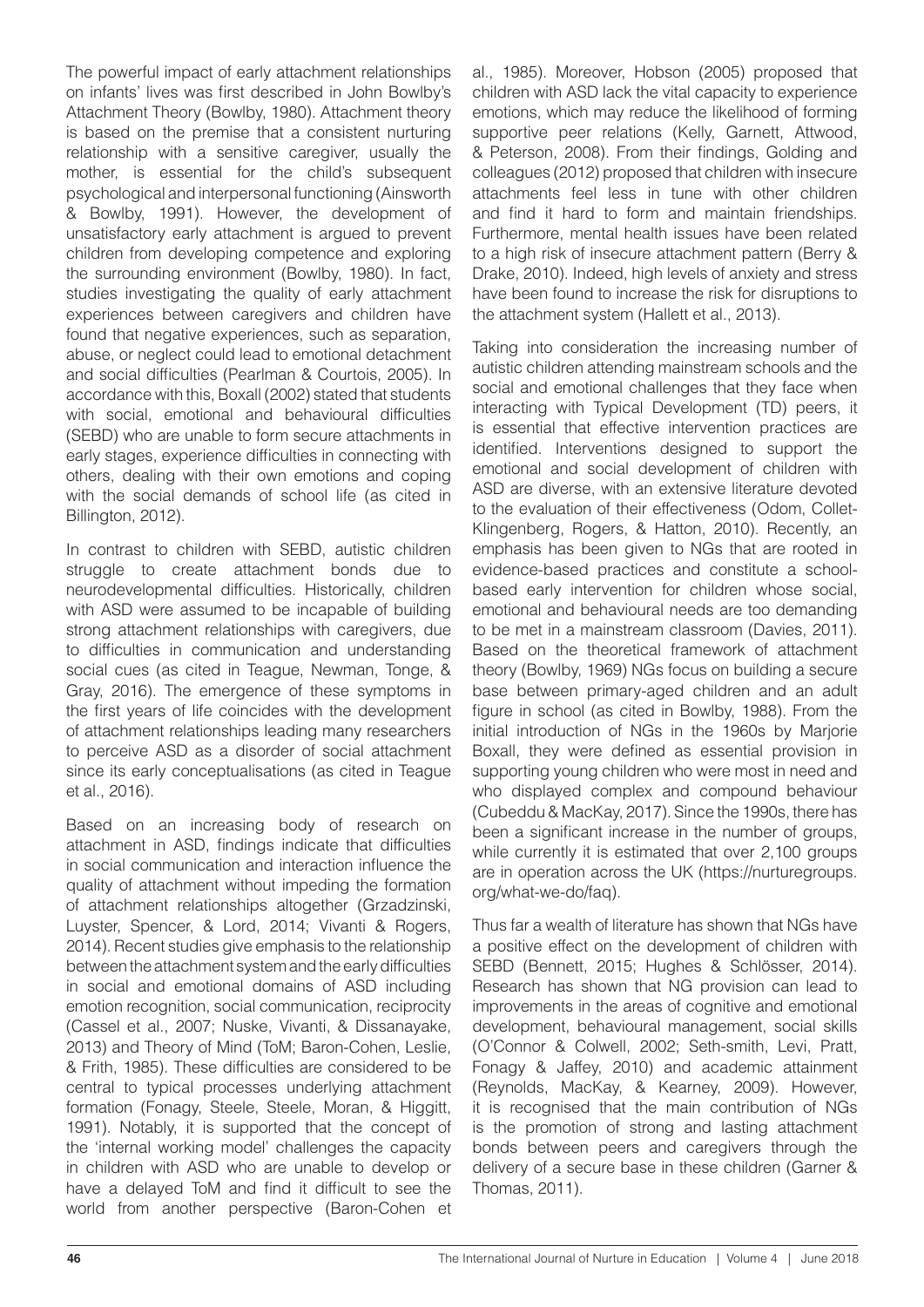The powerful impact of early attachment relationships on infants' lives was first described in John Bowlby's Attachment Theory (Bowlby, 1980). Attachment theory is based on the premise that a consistent nurturing relationship with a sensitive caregiver, usually the mother, is essential for the child's subsequent psychological and interpersonal functioning (Ainsworth & Bowlby, 1991). However, the development of unsatisfactory early attachment is argued to prevent children from developing competence and exploring the surrounding environment (Bowlby, 1980). In fact, studies investigating the quality of early attachment experiences between caregivers and children have found that negative experiences, such as separation, abuse, or neglect could lead to emotional detachment and social difficulties (Pearlman & Courtois, 2005). In accordance with this, Boxall (2002) stated that students with social, emotional and behavioural difficulties (SEBD) who are unable to form secure attachments in early stages, experience difficulties in connecting with others, dealing with their own emotions and coping with the social demands of school life (as cited in Billington, 2012).

In contrast to children with SEBD, autistic children struggle to create attachment bonds due to neurodevelopmental difficulties. Historically, children with ASD were assumed to be incapable of building strong attachment relationships with caregivers, due to difficulties in communication and understanding social cues (as cited in Teague, Newman, Tonge, & Gray, 2016). The emergence of these symptoms in the first years of life coincides with the development of attachment relationships leading many researchers to perceive ASD as a disorder of social attachment since its early conceptualisations (as cited in Teague et al., 2016).

Based on an increasing body of research on attachment in ASD, findings indicate that difficulties in social communication and interaction influence the quality of attachment without impeding the formation of attachment relationships altogether (Grzadzinski, Luyster, Spencer, & Lord, 2014; Vivanti & Rogers, 2014). Recent studies give emphasis to the relationship between the attachment system and the early difficulties in social and emotional domains of ASD including emotion recognition, social communication, reciprocity (Cassel et al., 2007; Nuske, Vivanti, & Dissanayake, 2013) and Theory of Mind (ToM; Baron-Cohen, Leslie, & Frith, 1985). These difficulties are considered to be central to typical processes underlying attachment formation (Fonagy, Steele, Steele, Moran, & Higgitt, 1991). Notably, it is supported that the concept of the 'internal working model' challenges the capacity in children with ASD who are unable to develop or have a delayed ToM and find it difficult to see the world from another perspective (Baron-Cohen et al., 1985). Moreover, Hobson (2005) proposed that children with ASD lack the vital capacity to experience emotions, which may reduce the likelihood of forming supportive peer relations (Kelly, Garnett, Attwood, & Peterson, 2008). From their findings, Golding and colleagues (2012) proposed that children with insecure attachments feel less in tune with other children and find it hard to form and maintain friendships. Furthermore, mental health issues have been related to a high risk of insecure attachment pattern (Berry & Drake, 2010). Indeed, high levels of anxiety and stress have been found to increase the risk for disruptions to the attachment system (Hallett et al., 2013).

Taking into consideration the increasing number of autistic children attending mainstream schools and the social and emotional challenges that they face when interacting with Typical Development (TD) peers, it is essential that effective intervention practices are identified. Interventions designed to support the emotional and social development of children with ASD are diverse, with an extensive literature devoted to the evaluation of their effectiveness (Odom, Collet-Klingenberg, Rogers, & Hatton, 2010). Recently, an emphasis has been given to NGs that are rooted in evidence-based practices and constitute a school-based early intervention for children whose social, emotional and behavioural needs are too demanding to be met in a mainstream classroom (Davies, 2011). Based on the theoretical framework of attachment theory (Bowlby, 1969) NGs focus on building a secure base between primary-aged children and an adult figure in school (as cited in Bowlby, 1988). From the initial introduction of NGs in the 1960s by Marjorie Boxall, they were defined as essential provision in supporting young children who were most in need and who displayed complex and compound behaviour (Cubeddu & MacKay, 2017). Since the 1990s, there has been a significant increase in the number of groups, while currently it is estimated that over 2,100 groups are in operation across the UK (https://nurturegroups.org/what-we-do/faq).

Thus far a wealth of literature has shown that NGs have a positive effect on the development of children with SEBD (Bennett, 2015; Hughes & Schlösser, 2014). Research has shown that NG provision can lead to improvements in the areas of cognitive and emotional development, behavioural management, social skills (O'Connor & Colwell, 2002; Seth-smith, Levi, Pratt, Fonagy & Jaffey, 2010) and academic attainment (Reynolds, MacKay, & Kearney, 2009). However, it is recognised that the main contribution of NGs is the promotion of strong and lasting attachment bonds between peers and caregivers through the delivery of a secure base in these children (Garner & Thomas, 2011).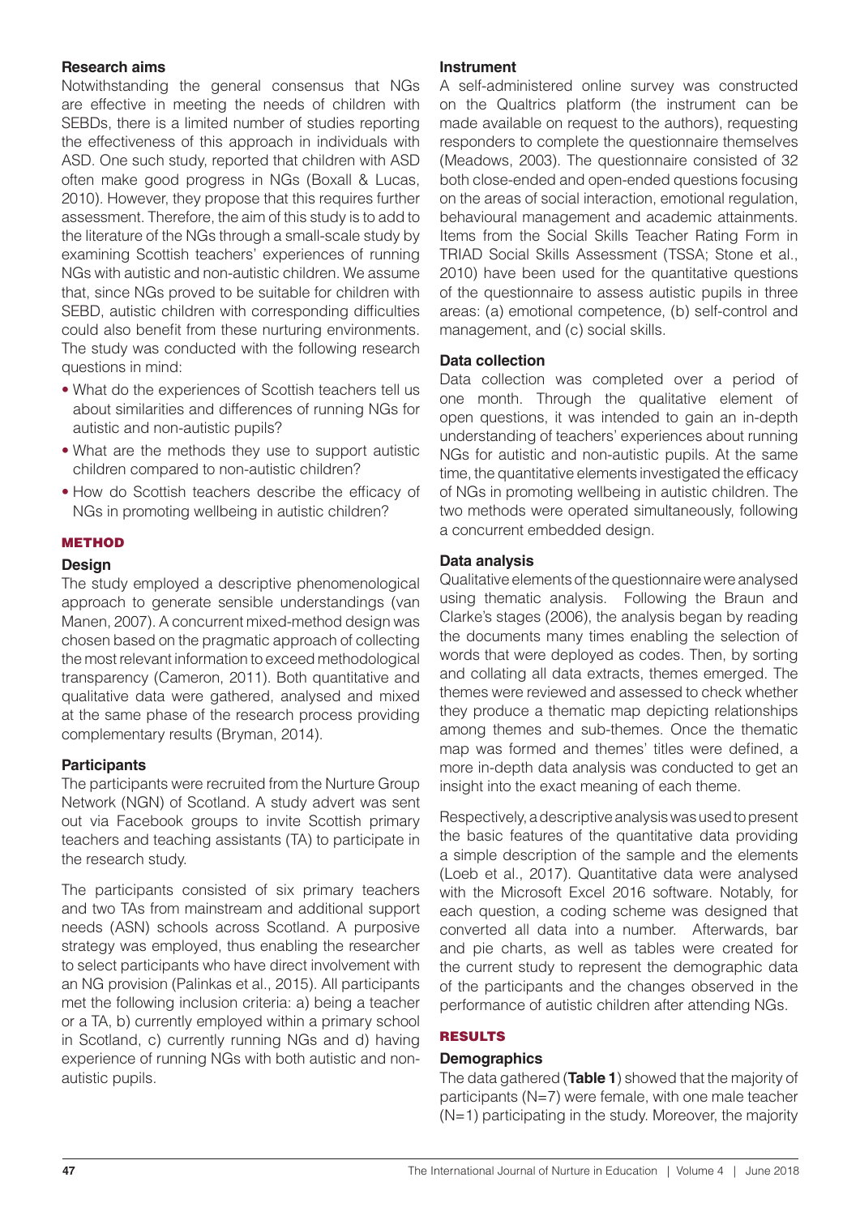### Research aims

Notwithstanding the general consensus that NGs are effective in meeting the needs of children with SEBDs, there is a limited number of studies reporting the effectiveness of this approach in individuals with ASD. One such study, reported that children with ASD often make good progress in NGs (Boxall & Lucas, 2010). However, they propose that this requires further assessment. Therefore, the aim of this study is to add to the literature of the NGs through a small-scale study by examining Scottish teachers' experiences of running NGs with autistic and non-autistic children. We assume that, since NGs proved to be suitable for children with SEBD, autistic children with corresponding difficulties could also benefit from these nurturing environments. The study was conducted with the following research questions in mind:

- What do the experiences of Scottish teachers tell us about similarities and differences of running NGs for autistic and non-autistic pupils?
- What are the methods they use to support autistic children compared to non-autistic children?
- How do Scottish teachers describe the efficacy of NGs in promoting wellbeing in autistic children?

## METHOD

### Design

The study employed a descriptive phenomenological approach to generate sensible understandings (van Manen, 2007). A concurrent mixed-method design was chosen based on the pragmatic approach of collecting the most relevant information to exceed methodological transparency (Cameron, 2011). Both quantitative and qualitative data were gathered, analysed and mixed at the same phase of the research process providing complementary results (Bryman, 2014).

### Participants

The participants were recruited from the Nurture Group Network (NGN) of Scotland. A study advert was sent out via Facebook groups to invite Scottish primary teachers and teaching assistants (TA) to participate in the research study.

The participants consisted of six primary teachers and two TAs from mainstream and additional support needs (ASN) schools across Scotland. A purposive strategy was employed, thus enabling the researcher to select participants who have direct involvement with an NG provision (Palinkas et al., 2015). All participants met the following inclusion criteria: a) being a teacher or a TA, b) currently employed within a primary school in Scotland, c) currently running NGs and d) having experience of running NGs with both autistic and non-autistic pupils.

### Instrument

A self-administered online survey was constructed on the Qualtrics platform (the instrument can be made available on request to the authors), requesting responders to complete the questionnaire themselves (Meadows, 2003). The questionnaire consisted of 32 both close-ended and open-ended questions focusing on the areas of social interaction, emotional regulation, behavioural management and academic attainments. Items from the Social Skills Teacher Rating Form in TRIAD Social Skills Assessment (TSSA; Stone et al., 2010) have been used for the quantitative questions of the questionnaire to assess autistic pupils in three areas: (a) emotional competence, (b) self-control and management, and (c) social skills.

### Data collection

Data collection was completed over a period of one month. Through the qualitative element of open questions, it was intended to gain an in-depth understanding of teachers' experiences about running NGs for autistic and non-autistic pupils. At the same time, the quantitative elements investigated the efficacy of NGs in promoting wellbeing in autistic children. The two methods were operated simultaneously, following a concurrent embedded design.

### Data analysis

Qualitative elements of the questionnaire were analysed using thematic analysis. Following the Braun and Clarke's stages (2006), the analysis began by reading the documents many times enabling the selection of words that were deployed as codes. Then, by sorting and collating all data extracts, themes emerged. The themes were reviewed and assessed to check whether they produce a thematic map depicting relationships among themes and sub-themes. Once the thematic map was formed and themes' titles were defined, a more in-depth data analysis was conducted to get an insight into the exact meaning of each theme.

Respectively, a descriptive analysis was used to present the basic features of the quantitative data providing a simple description of the sample and the elements (Loeb et al., 2017). Quantitative data were analysed with the Microsoft Excel 2016 software. Notably, for each question, a coding scheme was designed that converted all data into a number. Afterwards, bar and pie charts, as well as tables were created for the current study to represent the demographic data of the participants and the changes observed in the performance of autistic children after attending NGs.

## RESULTS

### Demographics

The data gathered (**Table 1**) showed that the majority of participants (N=7) were female, with one male teacher (N=1) participating in the study. Moreover, the majority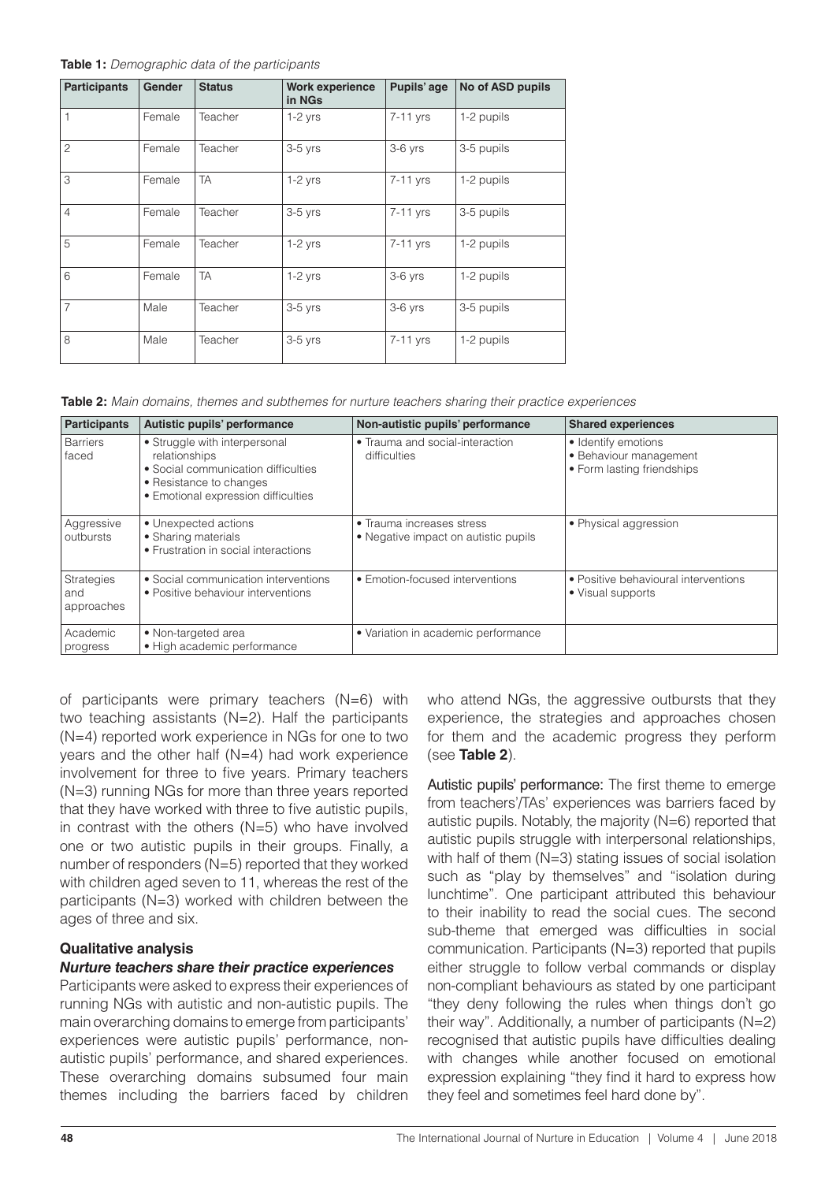**Table 1:** *Demographic data of the participants*

| Participants | Gender | Status | Work experience in NGs | Pupils' age | No of ASD pupils |
|---|---|---|---|---|---|
| 1 | Female | Teacher | 1-2 yrs | 7-11 yrs | 1-2 pupils |
| 2 | Female | Teacher | 3-5 yrs | 3-6 yrs | 3-5 pupils |
| 3 | Female | TA | 1-2 yrs | 7-11 yrs | 1-2 pupils |
| 4 | Female | Teacher | 3-5 yrs | 7-11 yrs | 3-5 pupils |
| 5 | Female | Teacher | 1-2 yrs | 7-11 yrs | 1-2 pupils |
| 6 | Female | TA | 1-2 yrs | 3-6 yrs | 1-2 pupils |
| 7 | Male | Teacher | 3-5 yrs | 3-6 yrs | 3-5 pupils |
| 8 | Male | Teacher | 3-5 yrs | 7-11 yrs | 1-2 pupils |

**Table 2:** *Main domains, themes and subthemes for nurture teachers sharing their practice experiences*

| Participants | Autistic pupils' performance | Non-autistic pupils' performance | Shared experiences |
|---|---|---|---|
| Barriers faced | • Struggle with interpersonal relationships<br>• Social communication difficulties<br>• Resistance to changes<br>• Emotional expression difficulties | • Trauma and social-interaction difficulties | • Identify emotions<br>• Behaviour management<br>• Form lasting friendships |
| Aggressive outbursts | • Unexpected actions<br>• Sharing materials<br>• Frustration in social interactions | • Trauma increases stress<br>• Negative impact on autistic pupils | • Physical aggression |
| Strategies and approaches | • Social communication interventions<br>• Positive behaviour interventions | • Emotion-focused interventions | • Positive behavioural interventions<br>• Visual supports |
| Academic progress | • Non-targeted area<br>• High academic performance | • Variation in academic performance | |

of participants were primary teachers (N=6) with two teaching assistants (N=2). Half the participants (N=4) reported work experience in NGs for one to two years and the other half (N=4) had work experience involvement for three to five years. Primary teachers (N=3) running NGs for more than three years reported that they have worked with three to five autistic pupils, in contrast with the others (N=5) who have involved one or two autistic pupils in their groups. Finally, a number of responders (N=5) reported that they worked with children aged seven to 11, whereas the rest of the participants (N=3) worked with children between the ages of three and six.

### Qualitative analysis

#### *Nurture teachers share their practice experiences*

Participants were asked to express their experiences of running NGs with autistic and non-autistic pupils. The main overarching domains to emerge from participants' experiences were autistic pupils' performance, non-autistic pupils' performance, and shared experiences. These overarching domains subsumed four main themes including the barriers faced by children who attend NGs, the aggressive outbursts that they experience, the strategies and approaches chosen for them and the academic progress they perform (see **Table 2**).

**Autistic pupils' performance:** The first theme to emerge from teachers'/TAs' experiences was barriers faced by autistic pupils. Notably, the majority (N=6) reported that autistic pupils struggle with interpersonal relationships, with half of them (N=3) stating issues of social isolation such as "play by themselves" and "isolation during lunchtime". One participant attributed this behaviour to their inability to read the social cues. The second sub-theme that emerged was difficulties in social communication. Participants (N=3) reported that pupils either struggle to follow verbal commands or display non-compliant behaviours as stated by one participant "they deny following the rules when things don't go their way". Additionally, a number of participants (N=2) recognised that autistic pupils have difficulties dealing with changes while another focused on emotional expression explaining "they find it hard to express how they feel and sometimes feel hard done by".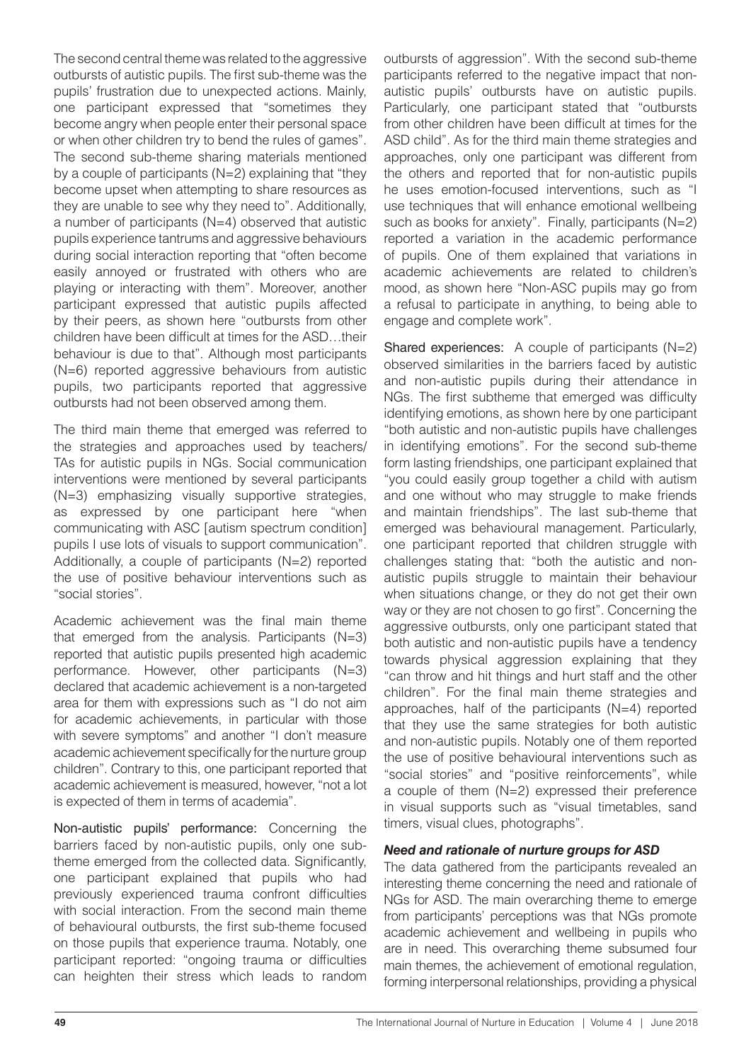The second central theme was related to the aggressive outbursts of autistic pupils. The first sub-theme was the pupils' frustration due to unexpected actions. Mainly, one participant expressed that "sometimes they become angry when people enter their personal space or when other children try to bend the rules of games". The second sub-theme sharing materials mentioned by a couple of participants (N=2) explaining that "they become upset when attempting to share resources as they are unable to see why they need to". Additionally, a number of participants (N=4) observed that autistic pupils experience tantrums and aggressive behaviours during social interaction reporting that "often become easily annoyed or frustrated with others who are playing or interacting with them". Moreover, another participant expressed that autistic pupils affected by their peers, as shown here "outbursts from other children have been difficult at times for the ASD…their behaviour is due to that". Although most participants (N=6) reported aggressive behaviours from autistic pupils, two participants reported that aggressive outbursts had not been observed among them.

The third main theme that emerged was referred to the strategies and approaches used by teachers/ TAs for autistic pupils in NGs. Social communication interventions were mentioned by several participants (N=3) emphasizing visually supportive strategies, as expressed by one participant here "when communicating with ASC [autism spectrum condition] pupils I use lots of visuals to support communication". Additionally, a couple of participants (N=2) reported the use of positive behaviour interventions such as "social stories".

Academic achievement was the final main theme that emerged from the analysis. Participants (N=3) reported that autistic pupils presented high academic performance. However, other participants (N=3) declared that academic achievement is a non-targeted area for them with expressions such as "I do not aim for academic achievements, in particular with those with severe symptoms" and another "I don't measure academic achievement specifically for the nurture group children". Contrary to this, one participant reported that academic achievement is measured, however, "not a lot is expected of them in terms of academia".

**Non-autistic pupils' performance:** Concerning the barriers faced by non-autistic pupils, only one sub-theme emerged from the collected data. Significantly, one participant explained that pupils who had previously experienced trauma confront difficulties with social interaction. From the second main theme of behavioural outbursts, the first sub-theme focused on those pupils that experience trauma. Notably, one participant reported: "ongoing trauma or difficulties can heighten their stress which leads to random outbursts of aggression". With the second sub-theme participants referred to the negative impact that non-autistic pupils' outbursts have on autistic pupils. Particularly, one participant stated that "outbursts from other children have been difficult at times for the ASD child". As for the third main theme strategies and approaches, only one participant was different from the others and reported that for non-autistic pupils he uses emotion-focused interventions, such as "I use techniques that will enhance emotional wellbeing such as books for anxiety". Finally, participants (N=2) reported a variation in the academic performance of pupils. One of them explained that variations in academic achievements are related to children's mood, as shown here "Non-ASC pupils may go from a refusal to participate in anything, to being able to engage and complete work".

**Shared experiences:** A couple of participants (N=2) observed similarities in the barriers faced by autistic and non-autistic pupils during their attendance in NGs. The first subtheme that emerged was difficulty identifying emotions, as shown here by one participant "both autistic and non-autistic pupils have challenges in identifying emotions". For the second sub-theme form lasting friendships, one participant explained that "you could easily group together a child with autism and one without who may struggle to make friends and maintain friendships". The last sub-theme that emerged was behavioural management. Particularly, one participant reported that children struggle with challenges stating that: "both the autistic and non-autistic pupils struggle to maintain their behaviour when situations change, or they do not get their own way or they are not chosen to go first". Concerning the aggressive outbursts, only one participant stated that both autistic and non-autistic pupils have a tendency towards physical aggression explaining that they "can throw and hit things and hurt staff and the other children". For the final main theme strategies and approaches, half of the participants (N=4) reported that they use the same strategies for both autistic and non-autistic pupils. Notably one of them reported the use of positive behavioural interventions such as "social stories" and "positive reinforcements", while a couple of them (N=2) expressed their preference in visual supports such as "visual timetables, sand timers, visual clues, photographs".

### *Need and rationale of nurture groups for ASD*

The data gathered from the participants revealed an interesting theme concerning the need and rationale of NGs for ASD. The main overarching theme to emerge from participants' perceptions was that NGs promote academic achievement and wellbeing in pupils who are in need. This overarching theme subsumed four main themes, the achievement of emotional regulation, forming interpersonal relationships, providing a physical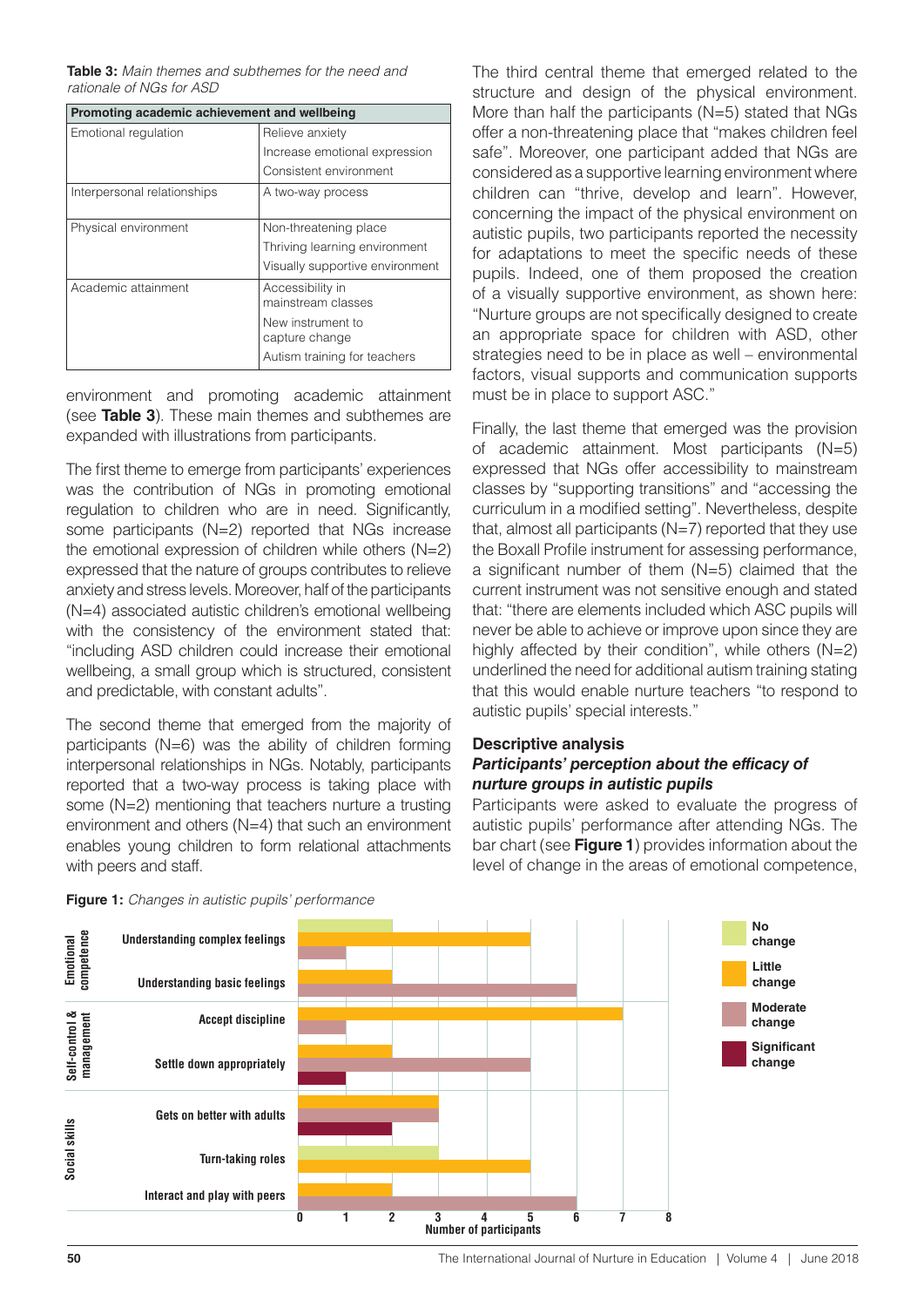**Table 3:** *Main themes and subthemes for the need and rationale of NGs for ASD*

| Promoting academic achievement and wellbeing | |
|---|---|
| Emotional regulation | Relieve anxiety |
| | Increase emotional expression |
| | Consistent environment |
| Interpersonal relationships | A two-way process |
| Physical environment | Non-threatening place |
| | Thriving learning environment |
| | Visually supportive environment |
| Academic attainment | Accessibility in mainstream classes |
| | New instrument to capture change |
| | Autism training for teachers |

environment and promoting academic attainment (see **Table 3**). These main themes and subthemes are expanded with illustrations from participants.

The first theme to emerge from participants' experiences was the contribution of NGs in promoting emotional regulation to children who are in need. Significantly, some participants (N=2) reported that NGs increase the emotional expression of children while others (N=2) expressed that the nature of groups contributes to relieve anxiety and stress levels. Moreover, half of the participants (N=4) associated autistic children's emotional wellbeing with the consistency of the environment stated that: "including ASD children could increase their emotional wellbeing, a small group which is structured, consistent and predictable, with constant adults".

The second theme that emerged from the majority of participants (N=6) was the ability of children forming interpersonal relationships in NGs. Notably, participants reported that a two-way process is taking place with some (N=2) mentioning that teachers nurture a trusting environment and others (N=4) that such an environment enables young children to form relational attachments with peers and staff.

The third central theme that emerged related to the structure and design of the physical environment. More than half the participants (N=5) stated that NGs offer a non-threatening place that "makes children feel safe". Moreover, one participant added that NGs are considered as a supportive learning environment where children can "thrive, develop and learn". However, concerning the impact of the physical environment on autistic pupils, two participants reported the necessity for adaptations to meet the specific needs of these pupils. Indeed, one of them proposed the creation of a visually supportive environment, as shown here: "Nurture groups are not specifically designed to create an appropriate space for children with ASD, other strategies need to be in place as well – environmental factors, visual supports and communication supports must be in place to support ASC."

Finally, the last theme that emerged was the provision of academic attainment. Most participants (N=5) expressed that NGs offer accessibility to mainstream classes by "supporting transitions" and "accessing the curriculum in a modified setting". Nevertheless, despite that, almost all participants (N=7) reported that they use the Boxall Profile instrument for assessing performance, a significant number of them (N=5) claimed that the current instrument was not sensitive enough and stated that: "there are elements included which ASC pupils will never be able to achieve or improve upon since they are highly affected by their condition", while others (N=2) underlined the need for additional autism training stating that this would enable nurture teachers "to respond to autistic pupils' special interests."

### Descriptive analysis

#### *Participants' perception about the efficacy of nurture groups in autistic pupils*

Participants were asked to evaluate the progress of autistic pupils' performance after attending NGs. The bar chart (see **Figure 1**) provides information about the level of change in the areas of emotional competence,

**Figure 1:** *Changes in autistic pupils' performance*

| Area | Item | No change | Little change | Moderate change | Significant change |
|---|---|---|---|---|---|
| Emotional competence | Understanding complex feelings | 2 | 5 | 1 | |
| Emotional competence | Understanding basic feelings | | 2 | 6 | |
| Self-control & management | Accept discipline | | 7 | 1 | |
| Self-control & management | Settle down appropriately | | 2 | 5 | 1 |
| Social skills | Gets on better with adults | | 3 | 3 | 2 |
| Social skills | Turn-taking roles | 3 | 5 | | |
| Social skills | Interact and play with peers | | 2 | 6 | |

Number of participants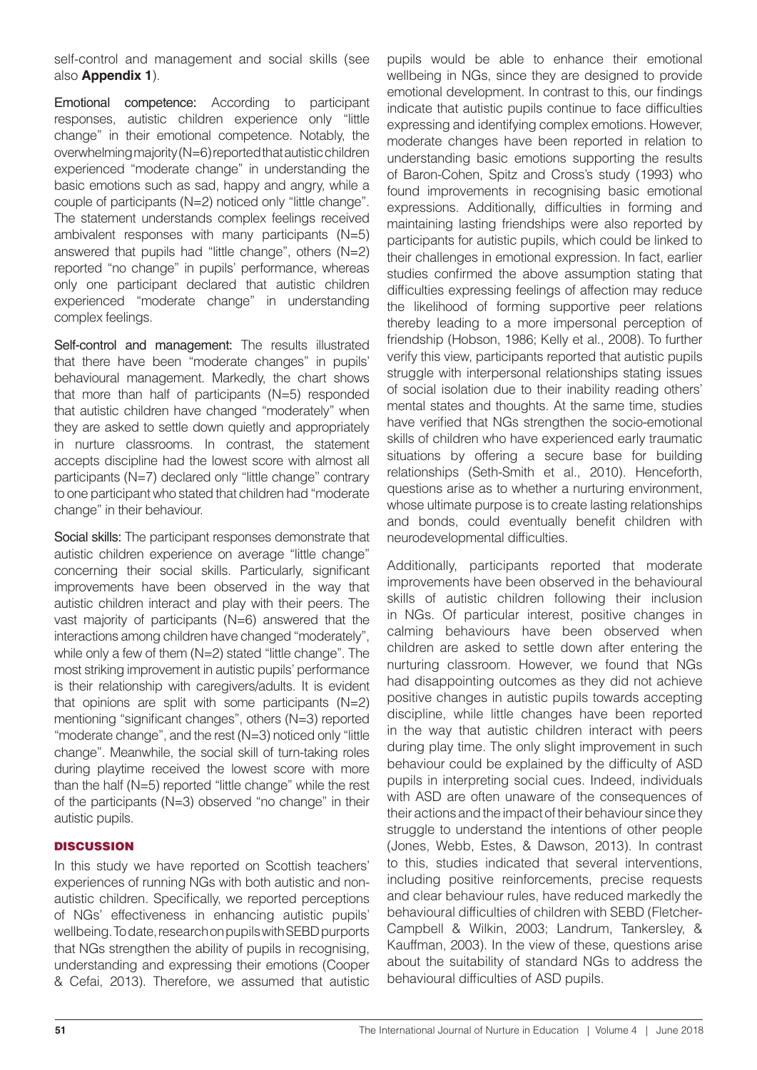self-control and management and social skills (see also **Appendix 1**).

Emotional competence: According to participant responses, autistic children experience only "little change" in their emotional competence. Notably, the overwhelming majority (N=6) reported that autistic children experienced "moderate change" in understanding the basic emotions such as sad, happy and angry, while a couple of participants (N=2) noticed only "little change". The statement understands complex feelings received ambivalent responses with many participants (N=5) answered that pupils had "little change", others (N=2) reported "no change" in pupils' performance, whereas only one participant declared that autistic children experienced "moderate change" in understanding complex feelings.

Self-control and management: The results illustrated that there have been "moderate changes" in pupils' behavioural management. Markedly, the chart shows that more than half of participants (N=5) responded that autistic children have changed "moderately" when they are asked to settle down quietly and appropriately in nurture classrooms. In contrast, the statement accepts discipline had the lowest score with almost all participants (N=7) declared only "little change" contrary to one participant who stated that children had "moderate change" in their behaviour.

Social skills: The participant responses demonstrate that autistic children experience on average "little change" concerning their social skills. Particularly, significant improvements have been observed in the way that autistic children interact and play with their peers. The vast majority of participants (N=6) answered that the interactions among children have changed "moderately", while only a few of them (N=2) stated "little change". The most striking improvement in autistic pupils' performance is their relationship with caregivers/adults. It is evident that opinions are split with some participants (N=2) mentioning "significant changes", others (N=3) reported "moderate change", and the rest (N=3) noticed only "little change". Meanwhile, the social skill of turn-taking roles during playtime received the lowest score with more than the half (N=5) reported "little change" while the rest of the participants (N=3) observed "no change" in their autistic pupils.

## DISCUSSION

In this study we have reported on Scottish teachers' experiences of running NGs with both autistic and non-autistic children. Specifically, we reported perceptions of NGs' effectiveness in enhancing autistic pupils' wellbeing. To date, research on pupils with SEBD purports that NGs strengthen the ability of pupils in recognising, understanding and expressing their emotions (Cooper & Cefai, 2013). Therefore, we assumed that autistic pupils would be able to enhance their emotional wellbeing in NGs, since they are designed to provide emotional development. In contrast to this, our findings indicate that autistic pupils continue to face difficulties expressing and identifying complex emotions. However, moderate changes have been reported in relation to understanding basic emotions supporting the results of Baron-Cohen, Spitz and Cross's study (1993) who found improvements in recognising basic emotional expressions. Additionally, difficulties in forming and maintaining lasting friendships were also reported by participants for autistic pupils, which could be linked to their challenges in emotional expression. In fact, earlier studies confirmed the above assumption stating that difficulties expressing feelings of affection may reduce the likelihood of forming supportive peer relations thereby leading to a more impersonal perception of friendship (Hobson, 1986; Kelly et al., 2008). To further verify this view, participants reported that autistic pupils struggle with interpersonal relationships stating issues of social isolation due to their inability reading others' mental states and thoughts. At the same time, studies have verified that NGs strengthen the socio-emotional skills of children who have experienced early traumatic situations by offering a secure base for building relationships (Seth-Smith et al., 2010). Henceforth, questions arise as to whether a nurturing environment, whose ultimate purpose is to create lasting relationships and bonds, could eventually benefit children with neurodevelopmental difficulties.

Additionally, participants reported that moderate improvements have been observed in the behavioural skills of autistic children following their inclusion in NGs. Of particular interest, positive changes in calming behaviours have been observed when children are asked to settle down after entering the nurturing classroom. However, we found that NGs had disappointing outcomes as they did not achieve positive changes in autistic pupils towards accepting discipline, while little changes have been reported in the way that autistic children interact with peers during play time. The only slight improvement in such behaviour could be explained by the difficulty of ASD pupils in interpreting social cues. Indeed, individuals with ASD are often unaware of the consequences of their actions and the impact of their behaviour since they struggle to understand the intentions of other people (Jones, Webb, Estes, & Dawson, 2013). In contrast to this, studies indicated that several interventions, including positive reinforcements, precise requests and clear behaviour rules, have reduced markedly the behavioural difficulties of children with SEBD (Fletcher-Campbell & Wilkin, 2003; Landrum, Tankersley, & Kauffman, 2003). In the view of these, questions arise about the suitability of standard NGs to address the behavioural difficulties of ASD pupils.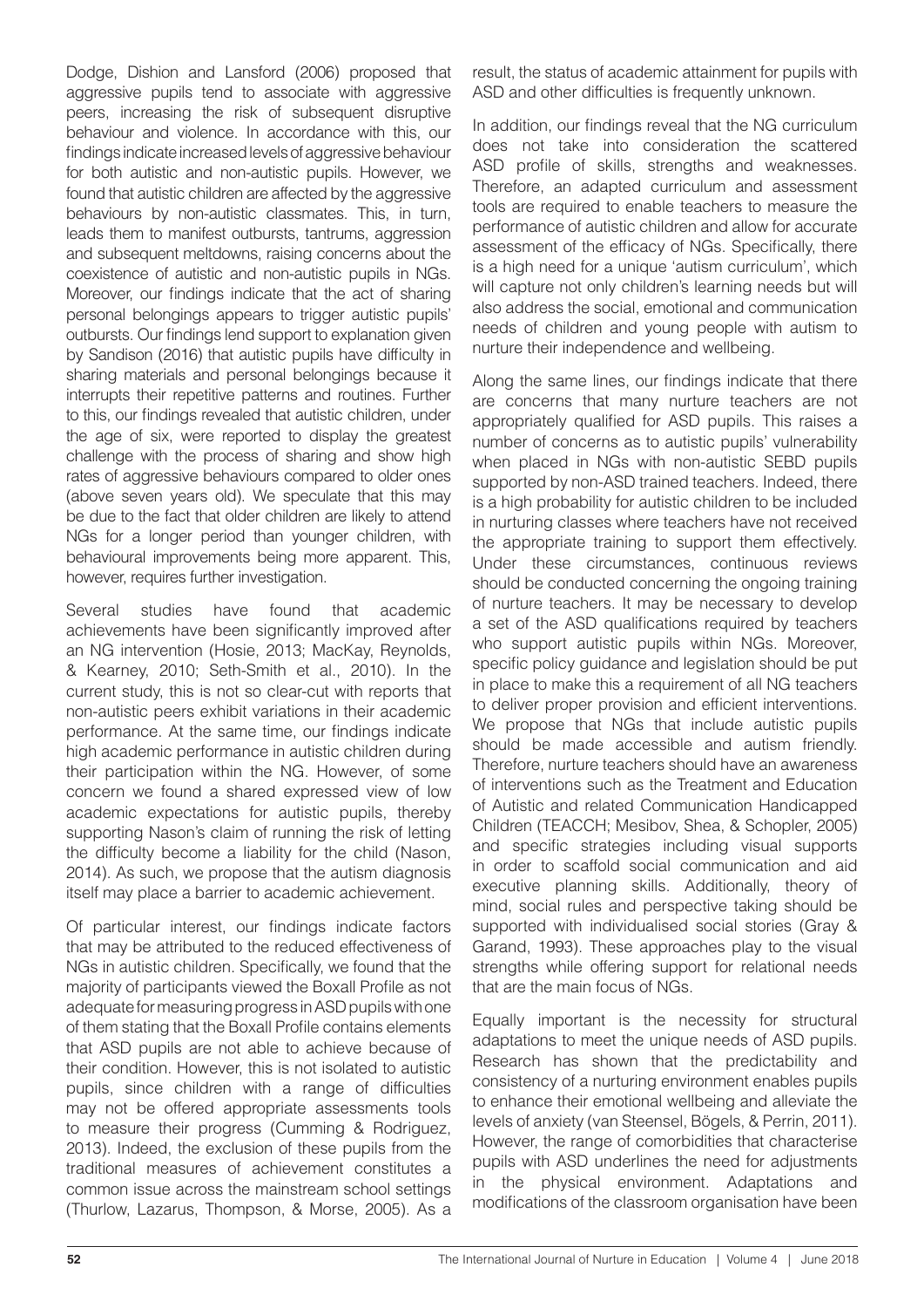Dodge, Dishion and Lansford (2006) proposed that aggressive pupils tend to associate with aggressive peers, increasing the risk of subsequent disruptive behaviour and violence. In accordance with this, our findings indicate increased levels of aggressive behaviour for both autistic and non-autistic pupils. However, we found that autistic children are affected by the aggressive behaviours by non-autistic classmates. This, in turn, leads them to manifest outbursts, tantrums, aggression and subsequent meltdowns, raising concerns about the coexistence of autistic and non-autistic pupils in NGs. Moreover, our findings indicate that the act of sharing personal belongings appears to trigger autistic pupils' outbursts. Our findings lend support to explanation given by Sandison (2016) that autistic pupils have difficulty in sharing materials and personal belongings because it interrupts their repetitive patterns and routines. Further to this, our findings revealed that autistic children, under the age of six, were reported to display the greatest challenge with the process of sharing and show high rates of aggressive behaviours compared to older ones (above seven years old). We speculate that this may be due to the fact that older children are likely to attend NGs for a longer period than younger children, with behavioural improvements being more apparent. This, however, requires further investigation.

Several studies have found that academic achievements have been significantly improved after an NG intervention (Hosie, 2013; MacKay, Reynolds, & Kearney, 2010; Seth-Smith et al., 2010). In the current study, this is not so clear-cut with reports that non-autistic peers exhibit variations in their academic performance. At the same time, our findings indicate high academic performance in autistic children during their participation within the NG. However, of some concern we found a shared expressed view of low academic expectations for autistic pupils, thereby supporting Nason's claim of running the risk of letting the difficulty become a liability for the child (Nason, 2014). As such, we propose that the autism diagnosis itself may place a barrier to academic achievement.

Of particular interest, our findings indicate factors that may be attributed to the reduced effectiveness of NGs in autistic children. Specifically, we found that the majority of participants viewed the Boxall Profile as not adequate for measuring progress in ASD pupils with one of them stating that the Boxall Profile contains elements that ASD pupils are not able to achieve because of their condition. However, this is not isolated to autistic pupils, since children with a range of difficulties may not be offered appropriate assessments tools to measure their progress (Cumming & Rodriguez, 2013). Indeed, the exclusion of these pupils from the traditional measures of achievement constitutes a common issue across the mainstream school settings (Thurlow, Lazarus, Thompson, & Morse, 2005). As a result, the status of academic attainment for pupils with ASD and other difficulties is frequently unknown.

In addition, our findings reveal that the NG curriculum does not take into consideration the scattered ASD profile of skills, strengths and weaknesses. Therefore, an adapted curriculum and assessment tools are required to enable teachers to measure the performance of autistic children and allow for accurate assessment of the efficacy of NGs. Specifically, there is a high need for a unique 'autism curriculum', which will capture not only children's learning needs but will also address the social, emotional and communication needs of children and young people with autism to nurture their independence and wellbeing.

Along the same lines, our findings indicate that there are concerns that many nurture teachers are not appropriately qualified for ASD pupils. This raises a number of concerns as to autistic pupils' vulnerability when placed in NGs with non-autistic SEBD pupils supported by non-ASD trained teachers. Indeed, there is a high probability for autistic children to be included in nurturing classes where teachers have not received the appropriate training to support them effectively. Under these circumstances, continuous reviews should be conducted concerning the ongoing training of nurture teachers. It may be necessary to develop a set of the ASD qualifications required by teachers who support autistic pupils within NGs. Moreover, specific policy guidance and legislation should be put in place to make this a requirement of all NG teachers to deliver proper provision and efficient interventions. We propose that NGs that include autistic pupils should be made accessible and autism friendly. Therefore, nurture teachers should have an awareness of interventions such as the Treatment and Education of Autistic and related Communication Handicapped Children (TEACCH; Mesibov, Shea, & Schopler, 2005) and specific strategies including visual supports in order to scaffold social communication and aid executive planning skills. Additionally, theory of mind, social rules and perspective taking should be supported with individualised social stories (Gray & Garand, 1993). These approaches play to the visual strengths while offering support for relational needs that are the main focus of NGs.

Equally important is the necessity for structural adaptations to meet the unique needs of ASD pupils. Research has shown that the predictability and consistency of a nurturing environment enables pupils to enhance their emotional wellbeing and alleviate the levels of anxiety (van Steensel, Bögels, & Perrin, 2011). However, the range of comorbidities that characterise pupils with ASD underlines the need for adjustments in the physical environment. Adaptations and modifications of the classroom organisation have been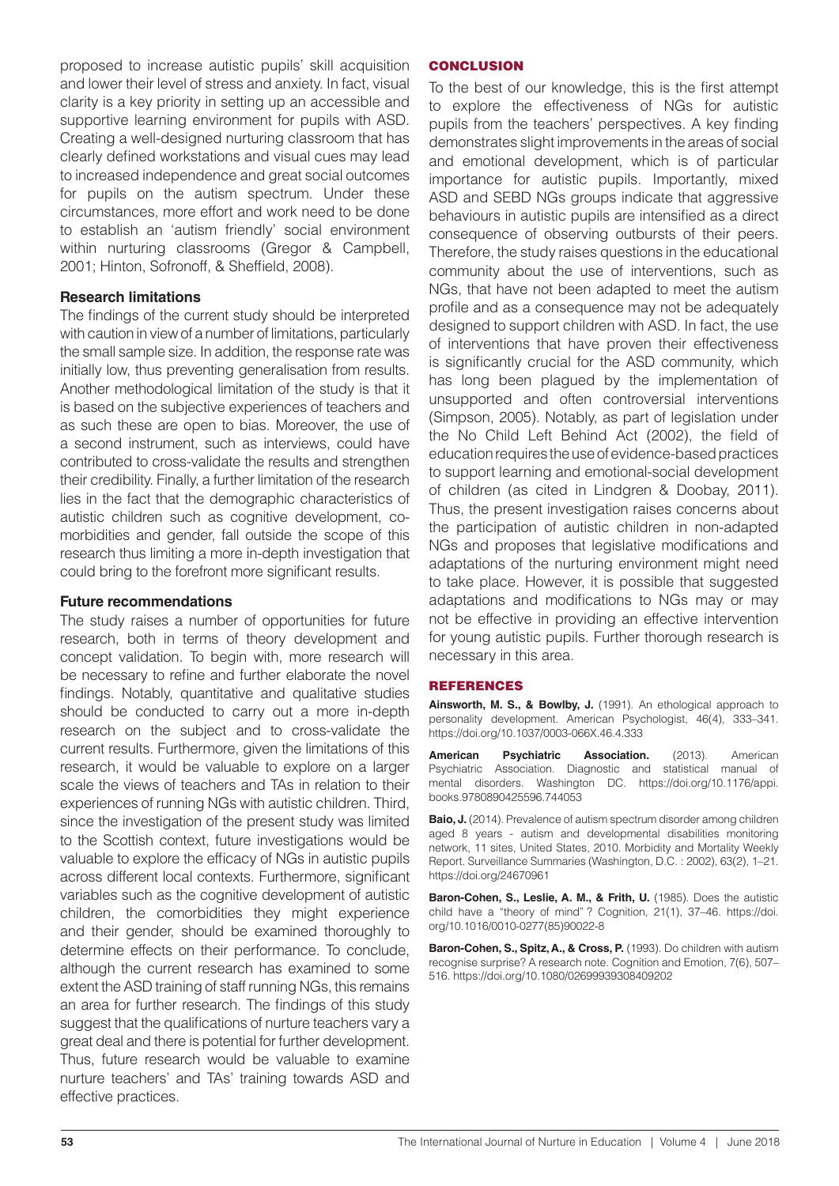proposed to increase autistic pupils' skill acquisition and lower their level of stress and anxiety. In fact, visual clarity is a key priority in setting up an accessible and supportive learning environment for pupils with ASD. Creating a well-designed nurturing classroom that has clearly defined workstations and visual cues may lead to increased independence and great social outcomes for pupils on the autism spectrum. Under these circumstances, more effort and work need to be done to establish an 'autism friendly' social environment within nurturing classrooms (Gregor & Campbell, 2001; Hinton, Sofronoff, & Sheffield, 2008).

### Research limitations

The findings of the current study should be interpreted with caution in view of a number of limitations, particularly the small sample size. In addition, the response rate was initially low, thus preventing generalisation from results. Another methodological limitation of the study is that it is based on the subjective experiences of teachers and as such these are open to bias. Moreover, the use of a second instrument, such as interviews, could have contributed to cross-validate the results and strengthen their credibility. Finally, a further limitation of the research lies in the fact that the demographic characteristics of autistic children such as cognitive development, co-morbidities and gender, fall outside the scope of this research thus limiting a more in-depth investigation that could bring to the forefront more significant results.

### Future recommendations

The study raises a number of opportunities for future research, both in terms of theory development and concept validation. To begin with, more research will be necessary to refine and further elaborate the novel findings. Notably, quantitative and qualitative studies should be conducted to carry out a more in-depth research on the subject and to cross-validate the current results. Furthermore, given the limitations of this research, it would be valuable to explore on a larger scale the views of teachers and TAs in relation to their experiences of running NGs with autistic children. Third, since the investigation of the present study was limited to the Scottish context, future investigations would be valuable to explore the efficacy of NGs in autistic pupils across different local contexts. Furthermore, significant variables such as the cognitive development of autistic children, the comorbidities they might experience and their gender, should be examined thoroughly to determine effects on their performance. To conclude, although the current research has examined to some extent the ASD training of staff running NGs, this remains an area for further research. The findings of this study suggest that the qualifications of nurture teachers vary a great deal and there is potential for further development. Thus, future research would be valuable to examine nurture teachers' and TAs' training towards ASD and effective practices.

## CONCLUSION

To the best of our knowledge, this is the first attempt to explore the effectiveness of NGs for autistic pupils from the teachers' perspectives. A key finding demonstrates slight improvements in the areas of social and emotional development, which is of particular importance for autistic pupils. Importantly, mixed ASD and SEBD NGs groups indicate that aggressive behaviours in autistic pupils are intensified as a direct consequence of observing outbursts of their peers. Therefore, the study raises questions in the educational community about the use of interventions, such as NGs, that have not been adapted to meet the autism profile and as a consequence may not be adequately designed to support children with ASD. In fact, the use of interventions that have proven their effectiveness is significantly crucial for the ASD community, which has long been plagued by the implementation of unsupported and often controversial interventions (Simpson, 2005). Notably, as part of legislation under the No Child Left Behind Act (2002), the field of education requires the use of evidence-based practices to support learning and emotional-social development of children (as cited in Lindgren & Doobay, 2011). Thus, the present investigation raises concerns about the participation of autistic children in non-adapted NGs and proposes that legislative modifications and adaptations of the nurturing environment might need to take place. However, it is possible that suggested adaptations and modifications to NGs may or may not be effective in providing an effective intervention for young autistic pupils. Further thorough research is necessary in this area.

## REFERENCES

**Ainsworth, M. S., & Bowlby, J.** (1991). An ethological approach to personality development. American Psychologist, 46(4), 333–341. https://doi.org/10.1037/0003-066X.46.4.333

**American Psychiatric Association.** (2013). American Psychiatric Association. Diagnostic and statistical manual of mental disorders. Washington DC. https://doi.org/10.1176/appi.books.9780890425596.744053

**Baio, J.** (2014). Prevalence of autism spectrum disorder among children aged 8 years - autism and developmental disabilities monitoring network, 11 sites, United States, 2010. Morbidity and Mortality Weekly Report. Surveillance Summaries (Washington, D.C. : 2002), 63(2), 1–21. https://doi.org/24670961

**Baron-Cohen, S., Leslie, A. M., & Frith, U.** (1985). Does the autistic child have a "theory of mind" ? Cognition, 21(1), 37–46. https://doi.org/10.1016/0010-0277(85)90022-8

**Baron-Cohen, S., Spitz, A., & Cross, P.** (1993). Do children with autism recognise surprise? A research note. Cognition and Emotion, 7(6), 507–516. https://doi.org/10.1080/02699939308409202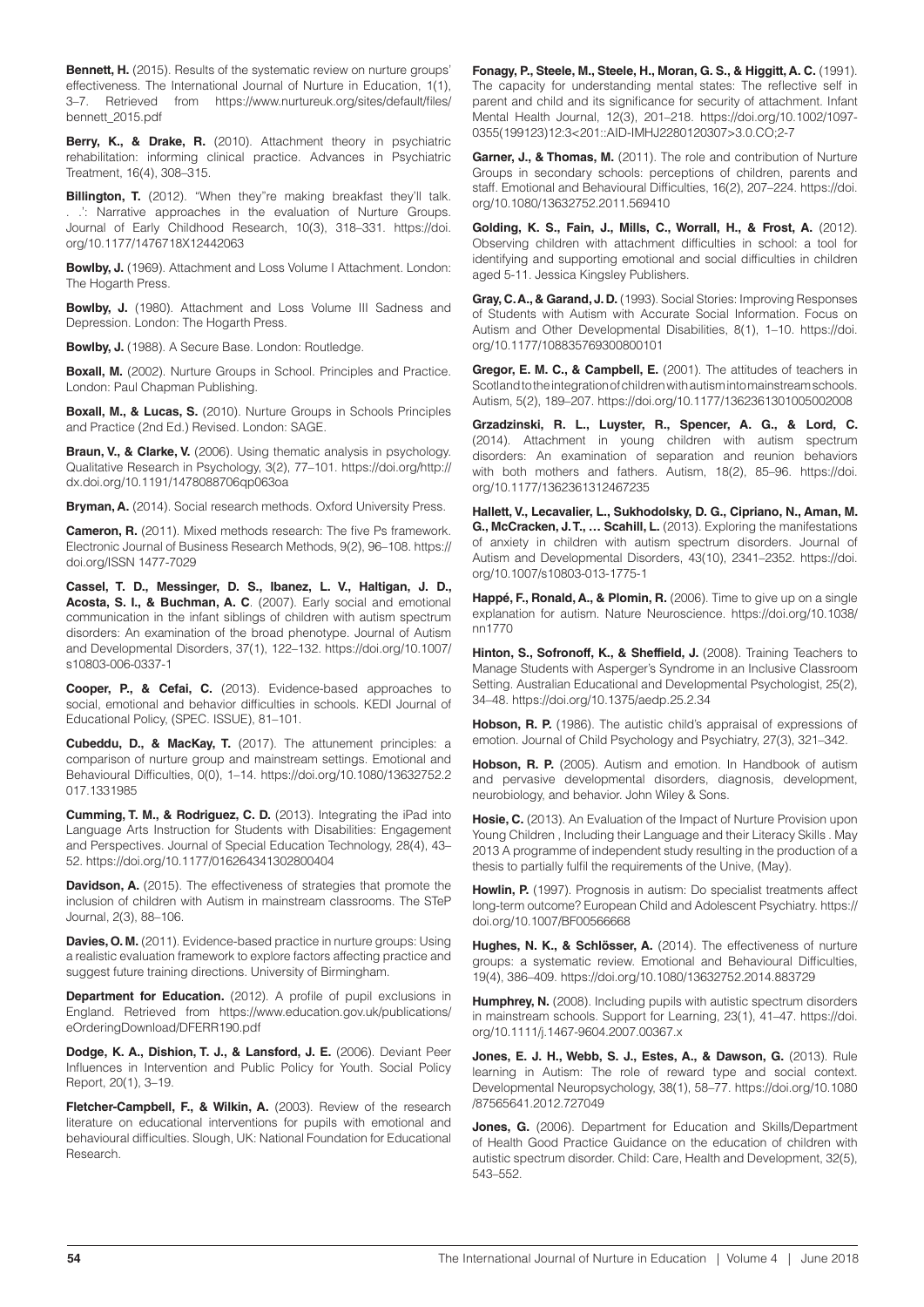**Bennett, H.** (2015). Results of the systematic review on nurture groups' effectiveness. The International Journal of Nurture in Education, 1(1), 3–7. Retrieved from https://www.nurtureuk.org/sites/default/files/bennett_2015.pdf

**Berry, K., & Drake, R.** (2010). Attachment theory in psychiatric rehabilitation: informing clinical practice. Advances in Psychiatric Treatment, 16(4), 308–315.

**Billington, T.** (2012). "When they"re making breakfast they'll talk. . .': Narrative approaches in the evaluation of Nurture Groups. Journal of Early Childhood Research, 10(3), 318–331. https://doi.org/10.1177/1476718X12442063

**Bowlby, J.** (1969). Attachment and Loss Volume I Attachment. London: The Hogarth Press.

**Bowlby, J.** (1980). Attachment and Loss Volume III Sadness and Depression. London: The Hogarth Press.

**Bowlby, J.** (1988). A Secure Base. London: Routledge.

**Boxall, M.** (2002). Nurture Groups in School. Principles and Practice. London: Paul Chapman Publishing.

**Boxall, M., & Lucas, S.** (2010). Nurture Groups in Schools Principles and Practice (2nd Ed.) Revised. London: SAGE.

**Braun, V., & Clarke, V.** (2006). Using thematic analysis in psychology. Qualitative Research in Psychology, 3(2), 77–101. https://doi.org/http://dx.doi.org/10.1191/1478088706qp063oa

**Bryman, A.** (2014). Social research methods. Oxford University Press.

**Cameron, R.** (2011). Mixed methods research: The five Ps framework. Electronic Journal of Business Research Methods, 9(2), 96–108. https://doi.org/ISSN 1477-7029

**Cassel, T. D., Messinger, D. S., Ibanez, L. V., Haltigan, J. D., Acosta, S. I., & Buchman, A. C**. (2007). Early social and emotional communication in the infant siblings of children with autism spectrum disorders: An examination of the broad phenotype. Journal of Autism and Developmental Disorders, 37(1), 122–132. https://doi.org/10.1007/s10803-006-0337-1

**Cooper, P., & Cefai, C.** (2013). Evidence-based approaches to social, emotional and behavior difficulties in schools. KEDI Journal of Educational Policy, (SPEC. ISSUE), 81–101.

**Cubeddu, D., & MacKay, T.** (2017). The attunement principles: a comparison of nurture group and mainstream settings. Emotional and Behavioural Difficulties, 0(0), 1–14. https://doi.org/10.1080/13632752.2017.1331985

**Cumming, T. M., & Rodriguez, C. D.** (2013). Integrating the iPad into Language Arts Instruction for Students with Disabilities: Engagement and Perspectives. Journal of Special Education Technology, 28(4), 43–52. https://doi.org/10.1177/016264341302800404

**Davidson, A.** (2015). The effectiveness of strategies that promote the inclusion of children with Autism in mainstream classrooms. The STeP Journal, 2(3), 88–106.

**Davies, O. M.** (2011). Evidence-based practice in nurture groups: Using a realistic evaluation framework to explore factors affecting practice and suggest future training directions. University of Birmingham.

**Department for Education.** (2012). A profile of pupil exclusions in England. Retrieved from https://www.education.gov.uk/publications/eOrderingDownload/DFERR190.pdf

**Dodge, K. A., Dishion, T. J., & Lansford, J. E.** (2006). Deviant Peer Influences in Intervention and Public Policy for Youth. Social Policy Report, 20(1), 3–19.

**Fletcher-Campbell, F., & Wilkin, A.** (2003). Review of the research literature on educational interventions for pupils with emotional and behavioural difficulties. Slough, UK: National Foundation for Educational Research.

**Fonagy, P., Steele, M., Steele, H., Moran, G. S., & Higgitt, A. C.** (1991). The capacity for understanding mental states: The reflective self in parent and child and its significance for security of attachment. Infant Mental Health Journal, 12(3), 201–218. https://doi.org/10.1002/1097-0355(199123)12:3<201::AID-IMHJ2280120307>3.0.CO;2-7

**Garner, J., & Thomas, M.** (2011). The role and contribution of Nurture Groups in secondary schools: perceptions of children, parents and staff. Emotional and Behavioural Difficulties, 16(2), 207–224. https://doi.org/10.1080/13632752.2011.569410

**Golding, K. S., Fain, J., Mills, C., Worrall, H., & Frost, A.** (2012). Observing children with attachment difficulties in school: a tool for identifying and supporting emotional and social difficulties in children aged 5-11. Jessica Kingsley Publishers.

**Gray, C. A., & Garand, J. D.** (1993). Social Stories: Improving Responses of Students with Autism with Accurate Social Information. Focus on Autism and Other Developmental Disabilities, 8(1), 1–10. https://doi.org/10.1177/108835769300800101

**Gregor, E. M. C., & Campbell, E.** (2001). The attitudes of teachers in Scotland to the integration of children with autism into mainstream schools. Autism, 5(2), 189–207. https://doi.org/10.1177/1362361301005002008

**Grzadzinski, R. L., Luyster, R., Spencer, A. G., & Lord, C.** (2014). Attachment in young children with autism spectrum disorders: An examination of separation and reunion behaviors with both mothers and fathers. Autism, 18(2), 85–96. https://doi.org/10.1177/1362361312467235

**Hallett, V., Lecavalier, L., Sukhodolsky, D. G., Cipriano, N., Aman, M. G., McCracken, J. T., … Scahill, L.** (2013). Exploring the manifestations of anxiety in children with autism spectrum disorders. Journal of Autism and Developmental Disorders, 43(10), 2341–2352. https://doi.org/10.1007/s10803-013-1775-1

**Happé, F., Ronald, A., & Plomin, R.** (2006). Time to give up on a single explanation for autism. Nature Neuroscience. https://doi.org/10.1038/nn1770

**Hinton, S., Sofronoff, K., & Sheffield, J.** (2008). Training Teachers to Manage Students with Asperger's Syndrome in an Inclusive Classroom Setting. Australian Educational and Developmental Psychologist, 25(2), 34–48. https://doi.org/10.1375/aedp.25.2.34

**Hobson, R. P.** (1986). The autistic child's appraisal of expressions of emotion. Journal of Child Psychology and Psychiatry, 27(3), 321–342.

**Hobson, R. P.** (2005). Autism and emotion. In Handbook of autism and pervasive developmental disorders, diagnosis, development, neurobiology, and behavior. John Wiley & Sons.

**Hosie, C.** (2013). An Evaluation of the Impact of Nurture Provision upon Young Children , Including their Language and their Literacy Skills . May 2013 A programme of independent study resulting in the production of a thesis to partially fulfil the requirements of the Unive, (May).

**Howlin, P.** (1997). Prognosis in autism: Do specialist treatments affect long-term outcome? European Child and Adolescent Psychiatry. https://doi.org/10.1007/BF00566668

**Hughes, N. K., & Schlösser, A.** (2014). The effectiveness of nurture groups: a systematic review. Emotional and Behavioural Difficulties, 19(4), 386–409. https://doi.org/10.1080/13632752.2014.883729

**Humphrey, N.** (2008). Including pupils with autistic spectrum disorders in mainstream schools. Support for Learning, 23(1), 41–47. https://doi.org/10.1111/j.1467-9604.2007.00367.x

**Jones, E. J. H., Webb, S. J., Estes, A., & Dawson, G.** (2013). Rule learning in Autism: The role of reward type and social context. Developmental Neuropsychology, 38(1), 58–77. https://doi.org/10.1080/87565641.2012.727049

**Jones, G.** (2006). Department for Education and Skills/Department of Health Good Practice Guidance on the education of children with autistic spectrum disorder. Child: Care, Health and Development, 32(5), 543–552.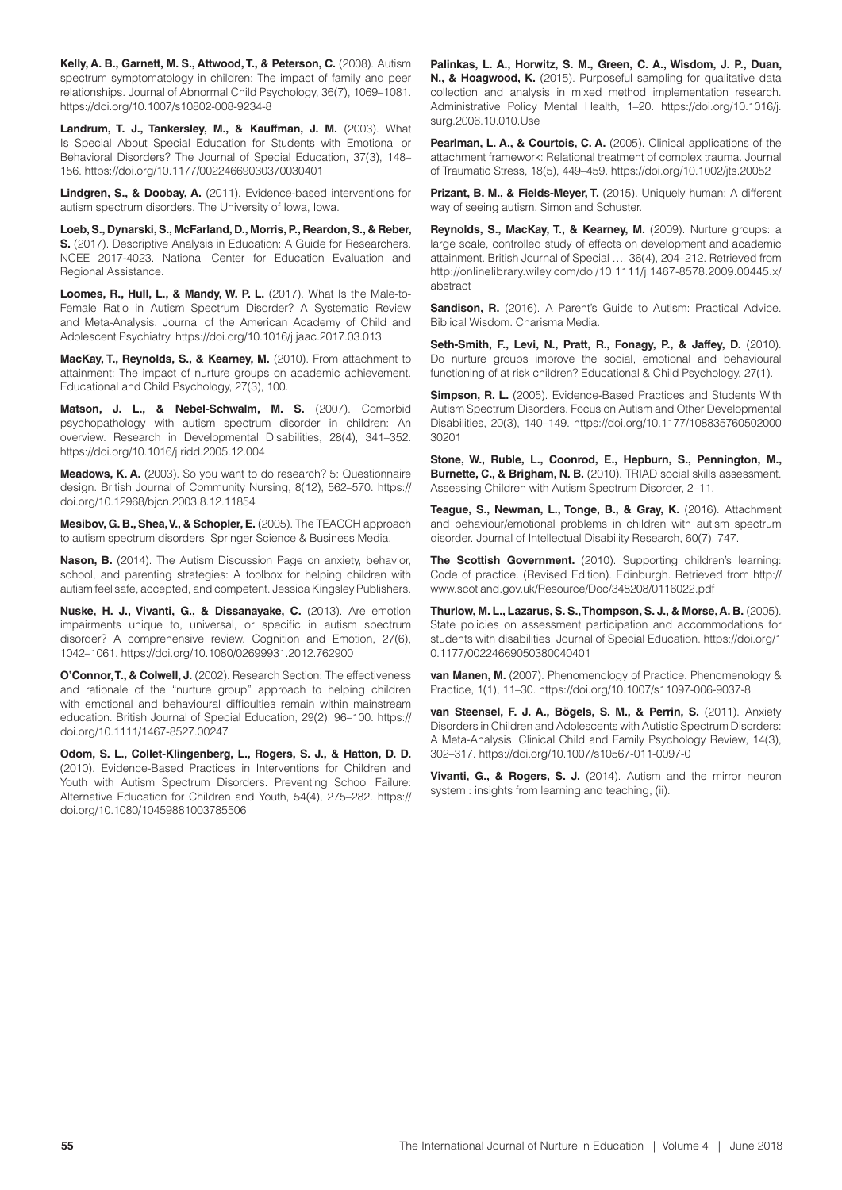**Kelly, A. B., Garnett, M. S., Attwood, T., & Peterson, C.** (2008). Autism spectrum symptomatology in children: The impact of family and peer relationships. Journal of Abnormal Child Psychology, 36(7), 1069–1081. https://doi.org/10.1007/s10802-008-9234-8

**Landrum, T. J., Tankersley, M., & Kauffman, J. M.** (2003). What Is Special About Special Education for Students with Emotional or Behavioral Disorders? The Journal of Special Education, 37(3), 148–156. https://doi.org/10.1177/00224669030370030401

**Lindgren, S., & Doobay, A.** (2011). Evidence-based interventions for autism spectrum disorders. The University of Iowa, Iowa.

**Loeb, S., Dynarski, S., McFarland, D., Morris, P., Reardon, S., & Reber, S.** (2017). Descriptive Analysis in Education: A Guide for Researchers. NCEE 2017-4023. National Center for Education Evaluation and Regional Assistance.

**Loomes, R., Hull, L., & Mandy, W. P. L.** (2017). What Is the Male-to-Female Ratio in Autism Spectrum Disorder? A Systematic Review and Meta-Analysis. Journal of the American Academy of Child and Adolescent Psychiatry. https://doi.org/10.1016/j.jaac.2017.03.013

**MacKay, T., Reynolds, S., & Kearney, M.** (2010). From attachment to attainment: The impact of nurture groups on academic achievement. Educational and Child Psychology, 27(3), 100.

**Matson, J. L., & Nebel-Schwalm, M. S.** (2007). Comorbid psychopathology with autism spectrum disorder in children: An overview. Research in Developmental Disabilities, 28(4), 341–352. https://doi.org/10.1016/j.ridd.2005.12.004

**Meadows, K. A.** (2003). So you want to do research? 5: Questionnaire design. British Journal of Community Nursing, 8(12), 562–570. https://doi.org/10.12968/bjcn.2003.8.12.11854

**Mesibov, G. B., Shea, V., & Schopler, E.** (2005). The TEACCH approach to autism spectrum disorders. Springer Science & Business Media.

**Nason, B.** (2014). The Autism Discussion Page on anxiety, behavior, school, and parenting strategies: A toolbox for helping children with autism feel safe, accepted, and competent. Jessica Kingsley Publishers.

**Nuske, H. J., Vivanti, G., & Dissanayake, C.** (2013). Are emotion impairments unique to, universal, or specific in autism spectrum disorder? A comprehensive review. Cognition and Emotion, 27(6), 1042–1061. https://doi.org/10.1080/02699931.2012.762900

**O'Connor, T., & Colwell, J.** (2002). Research Section: The effectiveness and rationale of the "nurture group" approach to helping children with emotional and behavioural difficulties remain within mainstream education. British Journal of Special Education, 29(2), 96–100. https://doi.org/10.1111/1467-8527.00247

**Odom, S. L., Collet-Klingenberg, L., Rogers, S. J., & Hatton, D. D.** (2010). Evidence-Based Practices in Interventions for Children and Youth with Autism Spectrum Disorders. Preventing School Failure: Alternative Education for Children and Youth, 54(4), 275–282. https://doi.org/10.1080/10459881003785506

**Palinkas, L. A., Horwitz, S. M., Green, C. A., Wisdom, J. P., Duan, N., & Hoagwood, K.** (2015). Purposeful sampling for qualitative data collection and analysis in mixed method implementation research. Administrative Policy Mental Health, 1–20. https://doi.org/10.1016/j.surg.2006.10.010.Use

**Pearlman, L. A., & Courtois, C. A.** (2005). Clinical applications of the attachment framework: Relational treatment of complex trauma. Journal of Traumatic Stress, 18(5), 449–459. https://doi.org/10.1002/jts.20052

**Prizant, B. M., & Fields-Meyer, T.** (2015). Uniquely human: A different way of seeing autism. Simon and Schuster.

**Reynolds, S., MacKay, T., & Kearney, M.** (2009). Nurture groups: a large scale, controlled study of effects on development and academic attainment. British Journal of Special …, 36(4), 204–212. Retrieved from http://onlinelibrary.wiley.com/doi/10.1111/j.1467-8578.2009.00445.x/abstract

**Sandison, R.** (2016). A Parent's Guide to Autism: Practical Advice. Biblical Wisdom. Charisma Media.

**Seth-Smith, F., Levi, N., Pratt, R., Fonagy, P., & Jaffey, D.** (2010). Do nurture groups improve the social, emotional and behavioural functioning of at risk children? Educational & Child Psychology, 27(1).

**Simpson, R. L.** (2005). Evidence-Based Practices and Students With Autism Spectrum Disorders. Focus on Autism and Other Developmental Disabilities, 20(3), 140–149. https://doi.org/10.1177/10883576050200030201

**Stone, W., Ruble, L., Coonrod, E., Hepburn, S., Pennington, M., Burnette, C., & Brigham, N. B.** (2010). TRIAD social skills assessment. Assessing Children with Autism Spectrum Disorder, 2–11.

**Teague, S., Newman, L., Tonge, B., & Gray, K.** (2016). Attachment and behaviour/emotional problems in children with autism spectrum disorder. Journal of Intellectual Disability Research, 60(7), 747.

**The Scottish Government.** (2010). Supporting children's learning: Code of practice. (Revised Edition). Edinburgh. Retrieved from http://www.scotland.gov.uk/Resource/Doc/348208/0116022.pdf

**Thurlow, M. L., Lazarus, S. S., Thompson, S. J., & Morse, A. B.** (2005). State policies on assessment participation and accommodations for students with disabilities. Journal of Special Education. https://doi.org/10.1177/00224669050380040401

**van Manen, M.** (2007). Phenomenology of Practice. Phenomenology & Practice, 1(1), 11–30. https://doi.org/10.1007/s11097-006-9037-8

**van Steensel, F. J. A., Bögels, S. M., & Perrin, S.** (2011). Anxiety Disorders in Children and Adolescents with Autistic Spectrum Disorders: A Meta-Analysis. Clinical Child and Family Psychology Review, 14(3), 302–317. https://doi.org/10.1007/s10567-011-0097-0

**Vivanti, G., & Rogers, S. J.** (2014). Autism and the mirror neuron system : insights from learning and teaching, (ii).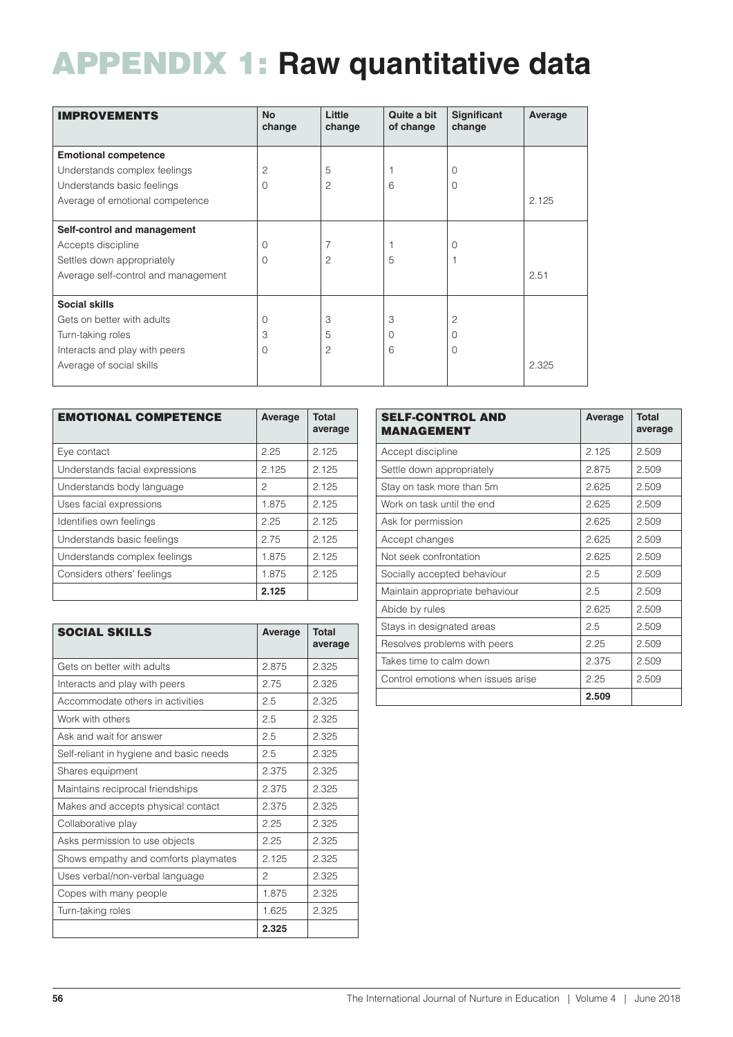# APPENDIX 1: Raw quantitative data

| IMPROVEMENTS | No change | Little change | Quite a bit of change | Significant change | Average |
|---|---|---|---|---|---|
| **Emotional competence** | | | | | |
| Understands complex feelings | 2 | 5 | 1 | 0 | |
| Understands basic feelings | 0 | 2 | 6 | 0 | |
| Average of emotional competence | | | | | 2.125 |
| **Self-control and management** | | | | | |
| Accepts discipline | 0 | 7 | 1 | 0 | |
| Settles down appropriately | 0 | 2 | 5 | 1 | |
| Average self-control and management | | | | | 2.51 |
| **Social skills** | | | | | |
| Gets on better with adults | 0 | 3 | 3 | 2 | |
| Turn-taking roles | 3 | 5 | 0 | 0 | |
| Interacts and play with peers | 0 | 2 | 6 | 0 | |
| Average of social skills | | | | | 2.325 |

| EMOTIONAL COMPETENCE | Average | Total average |
|---|---|---|
| Eye contact | 2.25 | 2.125 |
| Understands facial expressions | 2.125 | 2.125 |
| Understands body language | 2 | 2.125 |
| Uses facial expressions | 1.875 | 2.125 |
| Identifies own feelings | 2.25 | 2.125 |
| Understands basic feelings | 2.75 | 2.125 |
| Understands complex feelings | 1.875 | 2.125 |
| Considers others' feelings | 1.875 | 2.125 |
| | **2.125** | |

| SOCIAL SKILLS | Average | Total average |
|---|---|---|
| Gets on better with adults | 2.875 | 2.325 |
| Interacts and play with peers | 2.75 | 2.325 |
| Accommodate others in activities | 2.5 | 2.325 |
| Work with others | 2.5 | 2.325 |
| Ask and wait for answer | 2.5 | 2.325 |
| Self-reliant in hygiene and basic needs | 2.5 | 2.325 |
| Shares equipment | 2.375 | 2.325 |
| Maintains reciprocal friendships | 2.375 | 2.325 |
| Makes and accepts physical contact | 2.375 | 2.325 |
| Collaborative play | 2.25 | 2.325 |
| Asks permission to use objects | 2.25 | 2.325 |
| Shows empathy and comforts playmates | 2.125 | 2.325 |
| Uses verbal/non-verbal language | 2 | 2.325 |
| Copes with many people | 1.875 | 2.325 |
| Turn-taking roles | 1.625 | 2.325 |
| | **2.325** | |

| SELF-CONTROL AND MANAGEMENT | Average | Total average |
|---|---|---|
| Accept discipline | 2.125 | 2.509 |
| Settle down appropriately | 2.875 | 2.509 |
| Stay on task more than 5m | 2.625 | 2.509 |
| Work on task until the end | 2.625 | 2.509 |
| Ask for permission | 2.625 | 2.509 |
| Accept changes | 2.625 | 2.509 |
| Not seek confrontation | 2.625 | 2.509 |
| Socially accepted behaviour | 2.5 | 2.509 |
| Maintain appropriate behaviour | 2.5 | 2.509 |
| Abide by rules | 2.625 | 2.509 |
| Stays in designated areas | 2.5 | 2.509 |
| Resolves problems with peers | 2.25 | 2.509 |
| Takes time to calm down | 2.375 | 2.509 |
| Control emotions when issues arise | 2.25 | 2.509 |
| | **2.509** | |